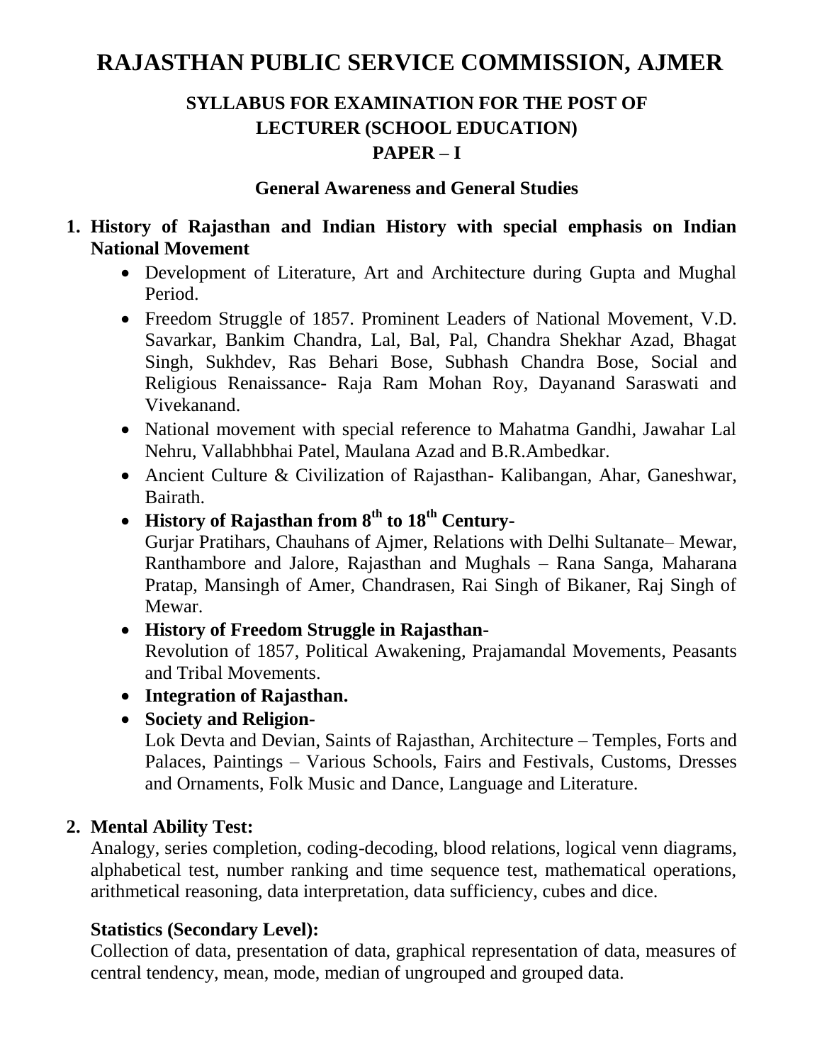# RAJASTHAN PUBLIC SERVICE COMMISSION, AJMER

## SYLLABUS FOR EXAMINATION FOR THE POST OF LECTURER (SCHOOL EDUCATION)

## PAPER – I

### General Awareness and General Studies

1. **History of Rajasthan and Indian History with special emphasis on Indian National Movement**
   - Development of Literature, Art and Architecture during Gupta and Mughal Period.
   - Freedom Struggle of 1857. Prominent Leaders of National Movement, V.D. Savarkar, Bankim Chandra, Lal, Bal, Pal, Chandra Shekhar Azad, Bhagat Singh, Sukhdev, Ras Behari Bose, Subhash Chandra Bose, Social and Religious Renaissance- Raja Ram Mohan Roy, Dayanand Saraswati and Vivekanand.
   - National movement with special reference to Mahatma Gandhi, Jawahar Lal Nehru, Vallabhbhai Patel, Maulana Azad and B.R.Ambedkar.
   - Ancient Culture & Civilization of Rajasthan- Kalibangan, Ahar, Ganeshwar, Bairath.
   - **History of Rajasthan from 8th to 18th Century-**
     Gurjar Pratihars, Chauhans of Ajmer, Relations with Delhi Sultanate– Mewar, Ranthambore and Jalore, Rajasthan and Mughals – Rana Sanga, Maharana Pratap, Mansingh of Amer, Chandrasen, Rai Singh of Bikaner, Raj Singh of Mewar.
   - **History of Freedom Struggle in Rajasthan-**
     Revolution of 1857, Political Awakening, Prajamandal Movements, Peasants and Tribal Movements.
   - **Integration of Rajasthan.**
   - **Society and Religion-**
     Lok Devta and Devian, Saints of Rajasthan, Architecture – Temples, Forts and Palaces, Paintings – Various Schools, Fairs and Festivals, Customs, Dresses and Ornaments, Folk Music and Dance, Language and Literature.

2. **Mental Ability Test:**
   Analogy, series completion, coding-decoding, blood relations, logical venn diagrams, alphabetical test, number ranking and time sequence test, mathematical operations, arithmetical reasoning, data interpretation, data sufficiency, cubes and dice.

   **Statistics (Secondary Level):**
   Collection of data, presentation of data, graphical representation of data, measures of central tendency, mean, mode, median of ungrouped and grouped data.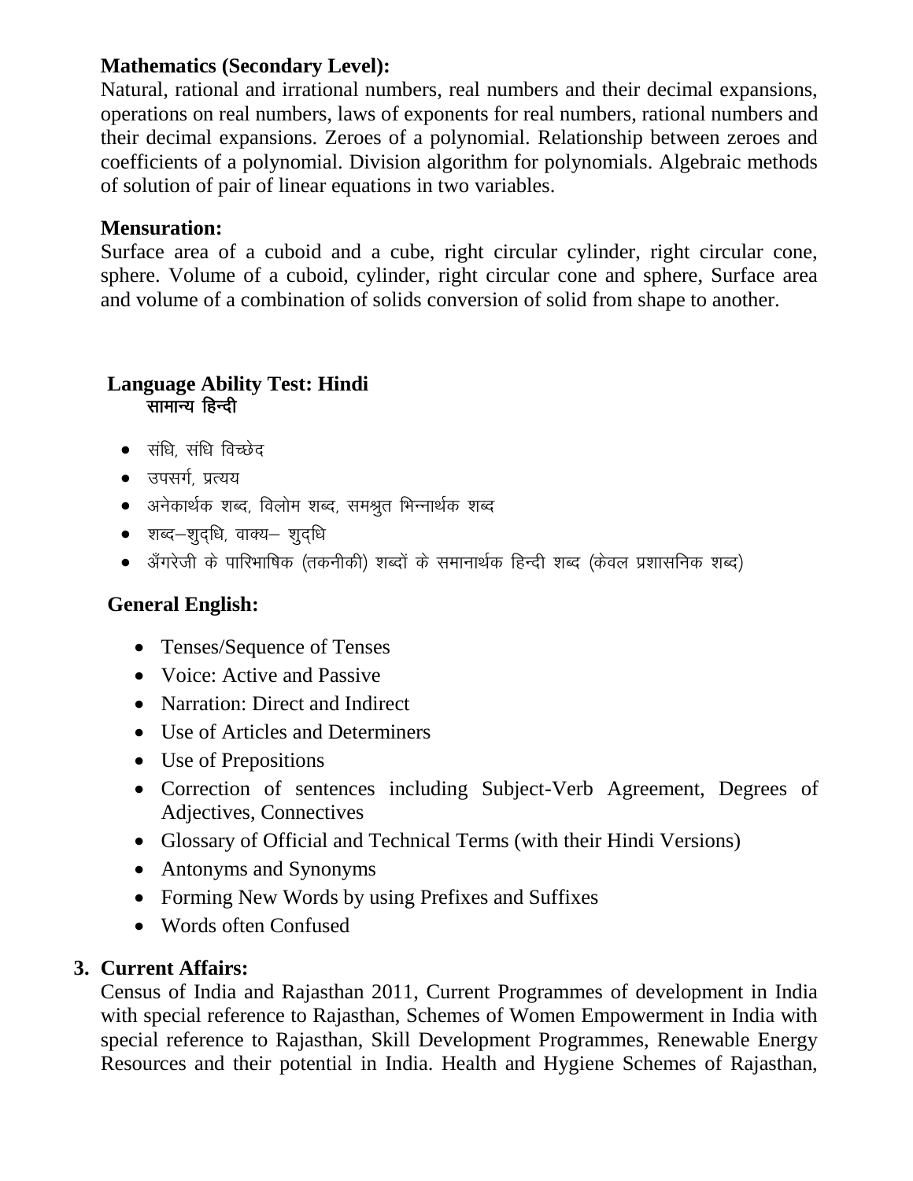**Mathematics (Secondary Level):**

Natural, rational and irrational numbers, real numbers and their decimal expansions, operations on real numbers, laws of exponents for real numbers, rational numbers and their decimal expansions. Zeroes of a polynomial. Relationship between zeroes and coefficients of a polynomial. Division algorithm for polynomials. Algebraic methods of solution of pair of linear equations in two variables.

**Mensuration:**

Surface area of a cuboid and a cube, right circular cylinder, right circular cone, sphere. Volume of a cuboid, cylinder, right circular cone and sphere, Surface area and volume of a combination of solids conversion of solid from shape to another.

**Language Ability Test: Hindi**
**सामान्य हिन्दी**

- संधि, संधि विच्छेद
- उपसर्ग, प्रत्यय
- अनेकार्थक शब्द, विलोम शब्द, समश्रुत भिन्नार्थक शब्द
- शब्द–शुद्धि, वाक्य– शुद्धि
- अँगरेजी के पारिभाषिक (तकनीकी) शब्दों के समानार्थक हिन्दी शब्द (केवल प्रशासनिक शब्द)

**General English:**

- Tenses/Sequence of Tenses
- Voice: Active and Passive
- Narration: Direct and Indirect
- Use of Articles and Determiners
- Use of Prepositions
- Correction of sentences including Subject-Verb Agreement, Degrees of Adjectives, Connectives
- Glossary of Official and Technical Terms (with their Hindi Versions)
- Antonyms and Synonyms
- Forming New Words by using Prefixes and Suffixes
- Words often Confused

**3. Current Affairs:**

Census of India and Rajasthan 2011, Current Programmes of development in India with special reference to Rajasthan, Schemes of Women Empowerment in India with special reference to Rajasthan, Skill Development Programmes, Renewable Energy Resources and their potential in India. Health and Hygiene Schemes of Rajasthan,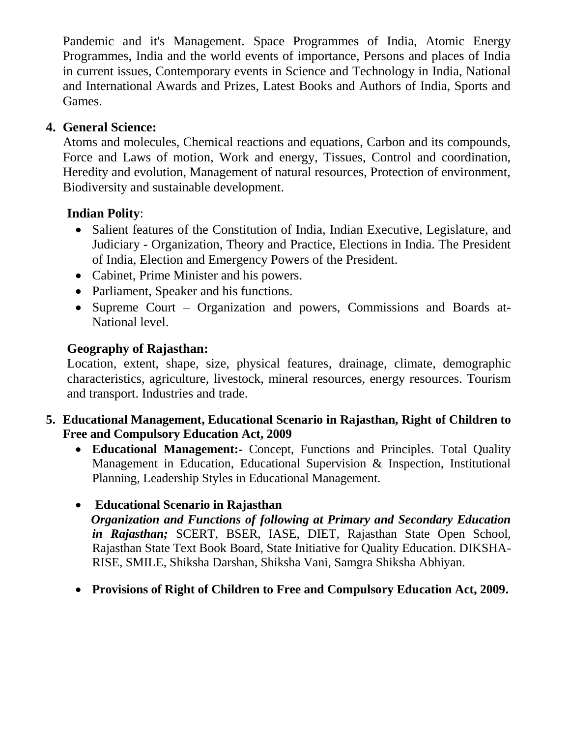Pandemic and it's Management. Space Programmes of India, Atomic Energy Programmes, India and the world events of importance, Persons and places of India in current issues, Contemporary events in Science and Technology in India, National and International Awards and Prizes, Latest Books and Authors of India, Sports and Games.

4. **General Science:**
   Atoms and molecules, Chemical reactions and equations, Carbon and its compounds, Force and Laws of motion, Work and energy, Tissues, Control and coordination, Heredity and evolution, Management of natural resources, Protection of environment, Biodiversity and sustainable development.

   **Indian Polity**:
   - Salient features of the Constitution of India, Indian Executive, Legislature, and Judiciary - Organization, Theory and Practice, Elections in India. The President of India, Election and Emergency Powers of the President.
   - Cabinet, Prime Minister and his powers.
   - Parliament, Speaker and his functions.
   - Supreme Court – Organization and powers, Commissions and Boards at-National level.

   **Geography of Rajasthan:**
   Location, extent, shape, size, physical features, drainage, climate, demographic characteristics, agriculture, livestock, mineral resources, energy resources. Tourism and transport. Industries and trade.

5. **Educational Management, Educational Scenario in Rajasthan, Right of Children to Free and Compulsory Education Act, 2009**
   - **Educational Management:-** Concept, Functions and Principles. Total Quality Management in Education, Educational Supervision & Inspection, Institutional Planning, Leadership Styles in Educational Management.
   - **Educational Scenario in Rajasthan**
     ***Organization and Functions of following at Primary and Secondary Education in Rajasthan;*** SCERT, BSER, IASE, DIET, Rajasthan State Open School, Rajasthan State Text Book Board, State Initiative for Quality Education. DIKSHA-RISE, SMILE, Shiksha Darshan, Shiksha Vani, Samgra Shiksha Abhiyan.
   - **Provisions of Right of Children to Free and Compulsory Education Act, 2009.**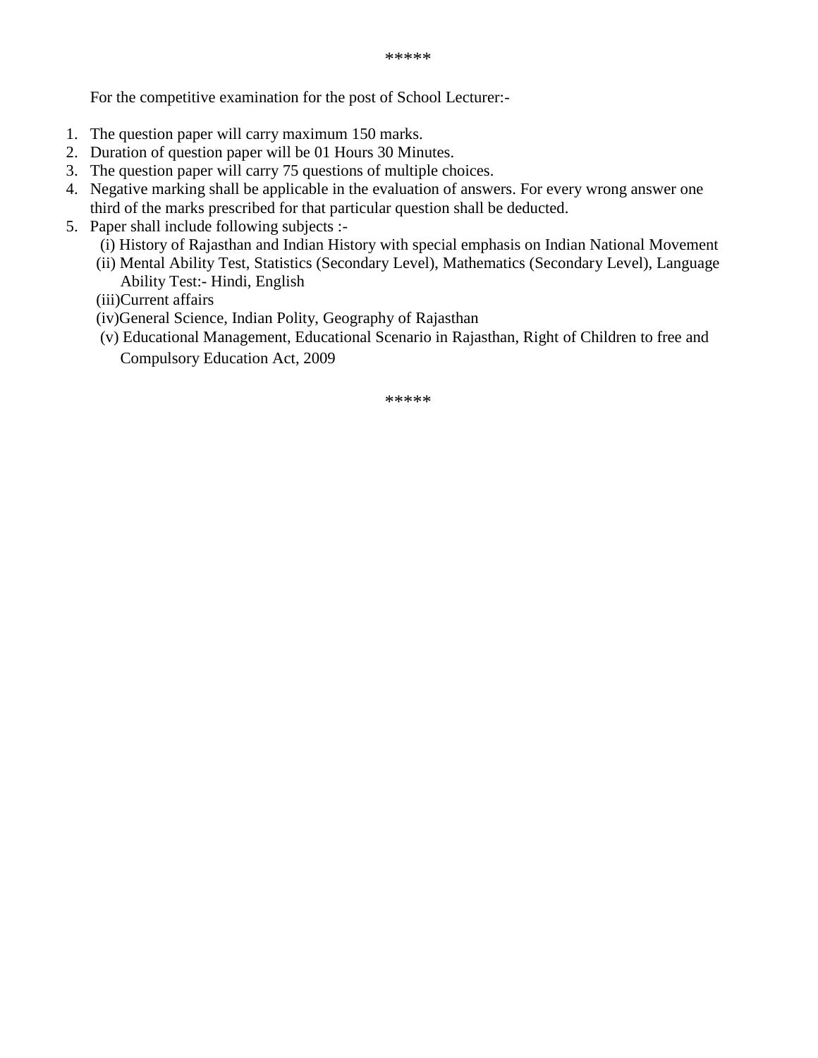*****

For the competitive examination for the post of School Lecturer:-

1. The question paper will carry maximum 150 marks.
2. Duration of question paper will be 01 Hours 30 Minutes.
3. The question paper will carry 75 questions of multiple choices.
4. Negative marking shall be applicable in the evaluation of answers. For every wrong answer one third of the marks prescribed for that particular question shall be deducted.
5. Paper shall include following subjects :-
   (i) History of Rajasthan and Indian History with special emphasis on Indian National Movement
   (ii) Mental Ability Test, Statistics (Secondary Level), Mathematics (Secondary Level), Language Ability Test:- Hindi, English
   (iii)Current affairs
   (iv)General Science, Indian Polity, Geography of Rajasthan
   (v) Educational Management, Educational Scenario in Rajasthan, Right of Children to free and Compulsory Education Act, 2009

*****